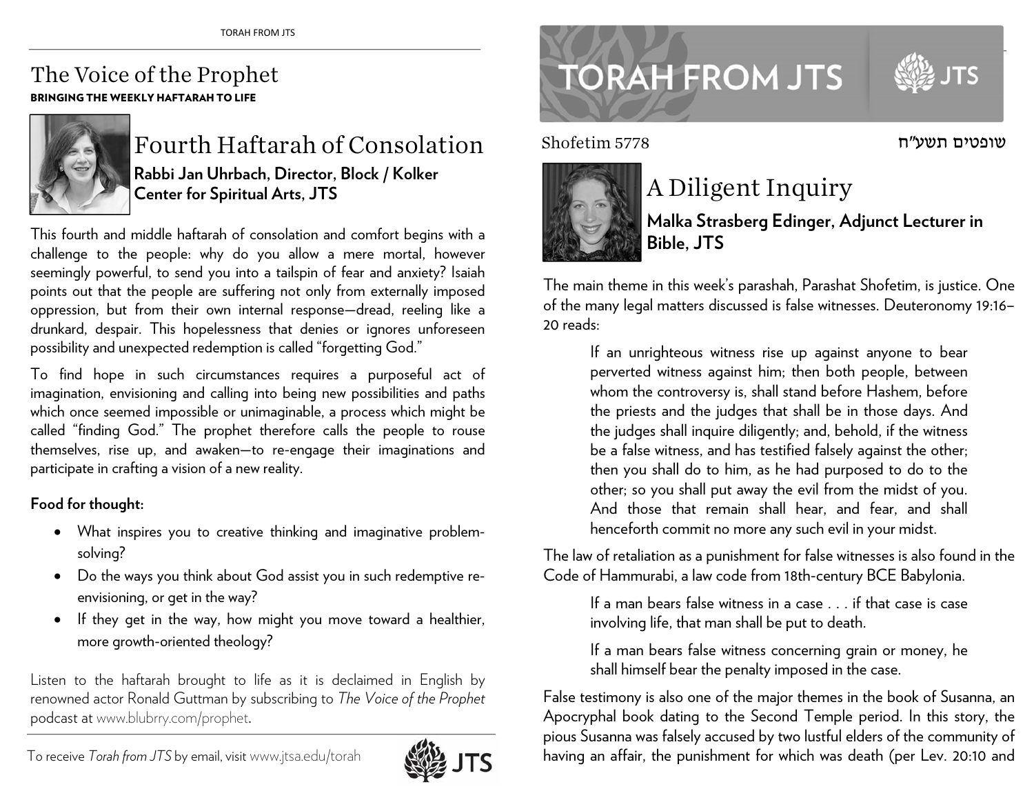# The Voice of the Prophet

**BRINGING THE WEEKLY HAFTARAH TO LIFE**

## Fourth Haftarah of Consolation

**Rabbi Jan Uhrbach, Director, Block / Kolker Center for Spiritual Arts, JTS**

This fourth and middle haftarah of consolation and comfort begins with a challenge to the people: why do you allow a mere mortal, however seemingly powerful, to send you into a tailspin of fear and anxiety? Isaiah points out that the people are suffering not only from externally imposed oppression, but from their own internal response—dread, reeling like a drunkard, despair. This hopelessness that denies or ignores unforeseen possibility and unexpected redemption is called "forgetting God."

To find hope in such circumstances requires a purposeful act of imagination, envisioning and calling into being new possibilities and paths which once seemed impossible or unimaginable, a process which might be called "finding God." The prophet therefore calls the people to rouse themselves, rise up, and awaken—to re-engage their imaginations and participate in crafting a vision of a new reality.

**Food for thought:**

- What inspires you to creative thinking and imaginative problem-solving?
- Do the ways you think about God assist you in such redemptive re-envisioning, or get in the way?
- If they get in the way, how might you move toward a healthier, more growth-oriented theology?

Listen to the haftarah brought to life as it is declaimed in English by renowned actor Ronald Guttman by subscribing to *The Voice of the Prophet* podcast at www.blubrry.com/prophet.

To receive *Torah from JTS* by email, visit www.jtsa.edu/torah

# TORAH FROM JTS

Shofetim 5778 — שופטים תשע"ח

## A Diligent Inquiry

**Malka Strasberg Edinger, Adjunct Lecturer in Bible, JTS**

The main theme in this week's parashah, Parashat Shofetim, is justice. One of the many legal matters discussed is false witnesses. Deuteronomy 19:16–20 reads:

> If an unrighteous witness rise up against anyone to bear perverted witness against him; then both people, between whom the controversy is, shall stand before Hashem, before the priests and the judges that shall be in those days. And the judges shall inquire diligently; and, behold, if the witness be a false witness, and has testified falsely against the other; then you shall do to him, as he had purposed to do to the other; so you shall put away the evil from the midst of you. And those that remain shall hear, and fear, and shall henceforth commit no more any such evil in your midst.

The law of retaliation as a punishment for false witnesses is also found in the Code of Hammurabi, a law code from 18th-century BCE Babylonia.

> If a man bears false witness in a case . . . if that case is case involving life, that man shall be put to death.
>
> If a man bears false witness concerning grain or money, he shall himself bear the penalty imposed in the case.

False testimony is also one of the major themes in the book of Susanna, an Apocryphal book dating to the Second Temple period. In this story, the pious Susanna was falsely accused by two lustful elders of the community of having an affair, the punishment for which was death (per Lev. 20:10 and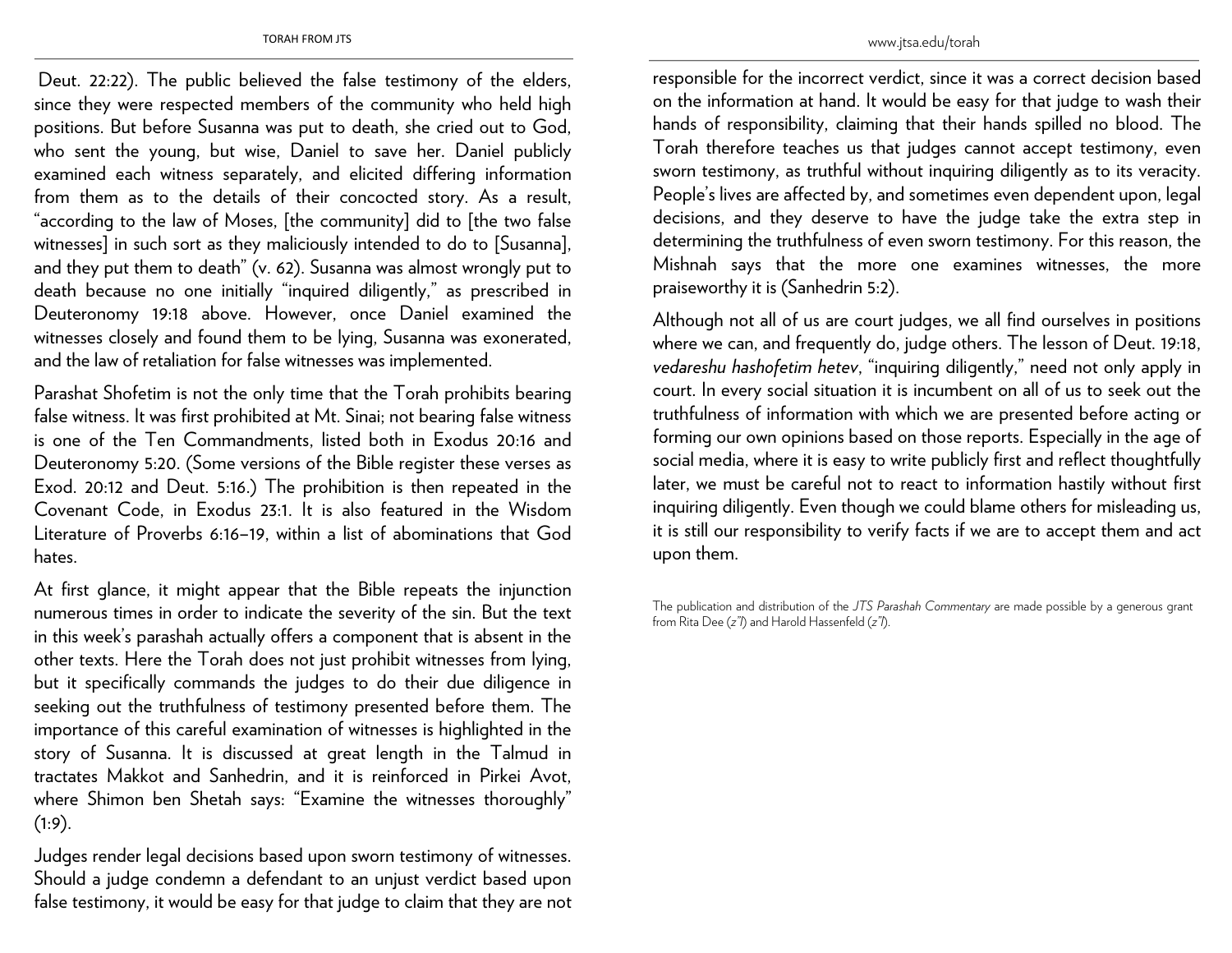Deut. 22:22). The public believed the false testimony of the elders, since they were respected members of the community who held high positions. But before Susanna was put to death, she cried out to God, who sent the young, but wise, Daniel to save her. Daniel publicly examined each witness separately, and elicited differing information from them as to the details of their concocted story. As a result, "according to the law of Moses, [the community] did to [the two false witnesses] in such sort as they maliciously intended to do to [Susanna], and they put them to death" (v. 62). Susanna was almost wrongly put to death because no one initially "inquired diligently," as prescribed in Deuteronomy 19:18 above. However, once Daniel examined the witnesses closely and found them to be lying, Susanna was exonerated, and the law of retaliation for false witnesses was implemented.

Parashat Shofetim is not the only time that the Torah prohibits bearing false witness. It was first prohibited at Mt. Sinai; not bearing false witness is one of the Ten Commandments, listed both in Exodus 20:16 and Deuteronomy 5:20. (Some versions of the Bible register these verses as Exod. 20:12 and Deut. 5:16.) The prohibition is then repeated in the Covenant Code, in Exodus 23:1. It is also featured in the Wisdom Literature of Proverbs 6:16–19, within a list of abominations that God hates.

At first glance, it might appear that the Bible repeats the injunction numerous times in order to indicate the severity of the sin. But the text in this week's parashah actually offers a component that is absent in the other texts. Here the Torah does not just prohibit witnesses from lying, but it specifically commands the judges to do their due diligence in seeking out the truthfulness of testimony presented before them. The importance of this careful examination of witnesses is highlighted in the story of Susanna. It is discussed at great length in the Talmud in tractates Makkot and Sanhedrin, and it is reinforced in Pirkei Avot, where Shimon ben Shetah says: "Examine the witnesses thoroughly" (1:9).

Judges render legal decisions based upon sworn testimony of witnesses. Should a judge condemn a defendant to an unjust verdict based upon false testimony, it would be easy for that judge to claim that they are not responsible for the incorrect verdict, since it was a correct decision based on the information at hand. It would be easy for that judge to wash their hands of responsibility, claiming that their hands spilled no blood. The Torah therefore teaches us that judges cannot accept testimony, even sworn testimony, as truthful without inquiring diligently as to its veracity. People's lives are affected by, and sometimes even dependent upon, legal decisions, and they deserve to have the judge take the extra step in determining the truthfulness of even sworn testimony. For this reason, the Mishnah says that the more one examines witnesses, the more praiseworthy it is (Sanhedrin 5:2).

Although not all of us are court judges, we all find ourselves in positions where we can, and frequently do, judge others. The lesson of Deut. 19:18, *vedareshu hashofetim hetev*, "inquiring diligently," need not only apply in court. In every social situation it is incumbent on all of us to seek out the truthfulness of information with which we are presented before acting or forming our own opinions based on those reports. Especially in the age of social media, where it is easy to write publicly first and reflect thoughtfully later, we must be careful not to react to information hastily without first inquiring diligently. Even though we could blame others for misleading us, it is still our responsibility to verify facts if we are to accept them and act upon them.

The publication and distribution of the *JTS Parashah Commentary* are made possible by a generous grant from Rita Dee (*z"l*) and Harold Hassenfeld (*z"l*).